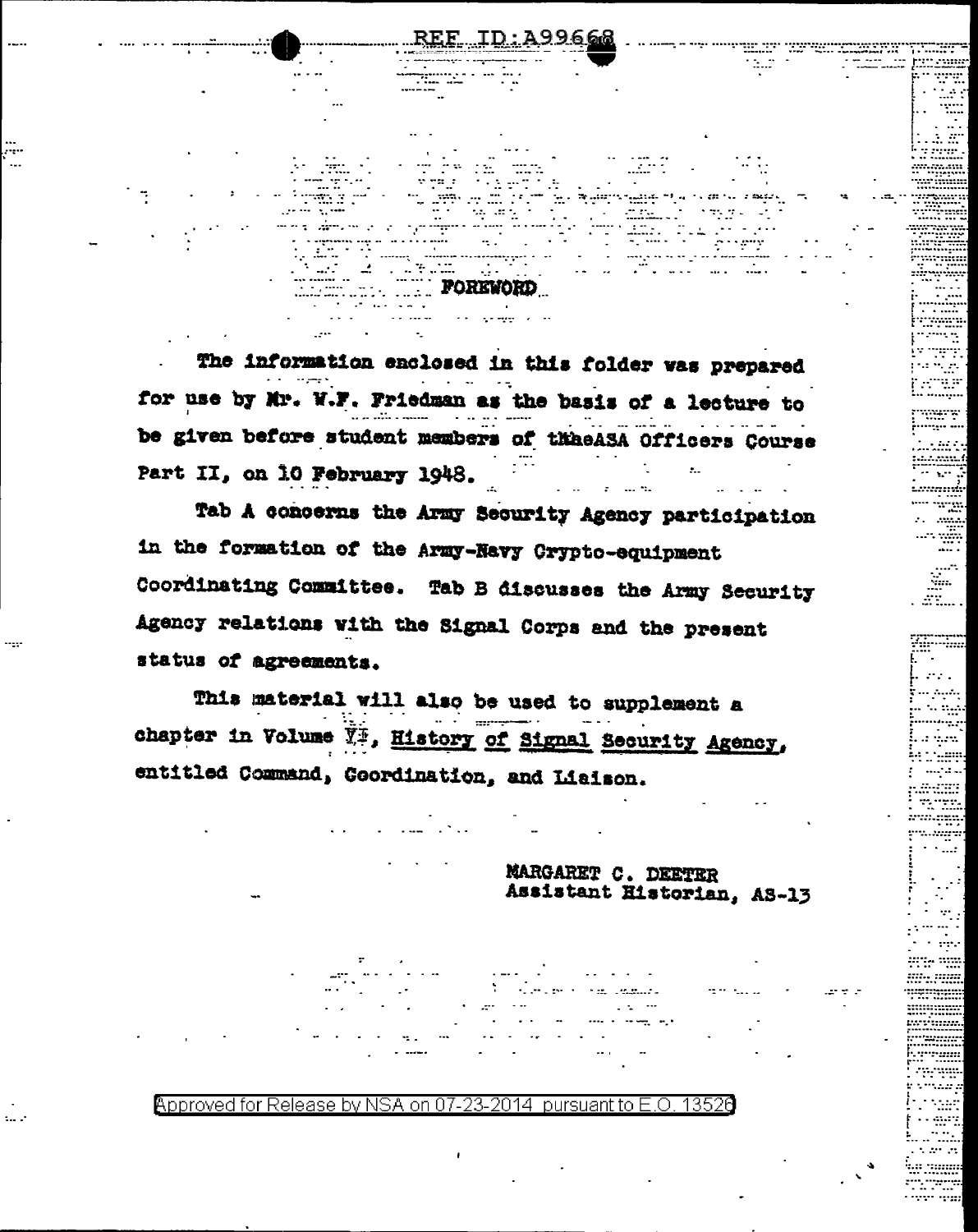# FOREWORD

The information enclosed in this folder was prepared for use by Mr. W.F. Friedman as the basis of a lecture to be given before student members of theASA Officers Course Part II, on 10 February 1948.

Tab A concerns the Army Security Agency participation in the formation of the Army-Navy Crypto-equipment Coordinating Committee. Tab B discusses the Army Security Agency relations with the Signal Corps and the present status of agreements.

This material will also be used to supplement a chapter in Volume VI, History of Signal Security Agency, entitled Command, Coordination, and Liaison.

MARGARET C. DEETER
Assistant Historian, AS-13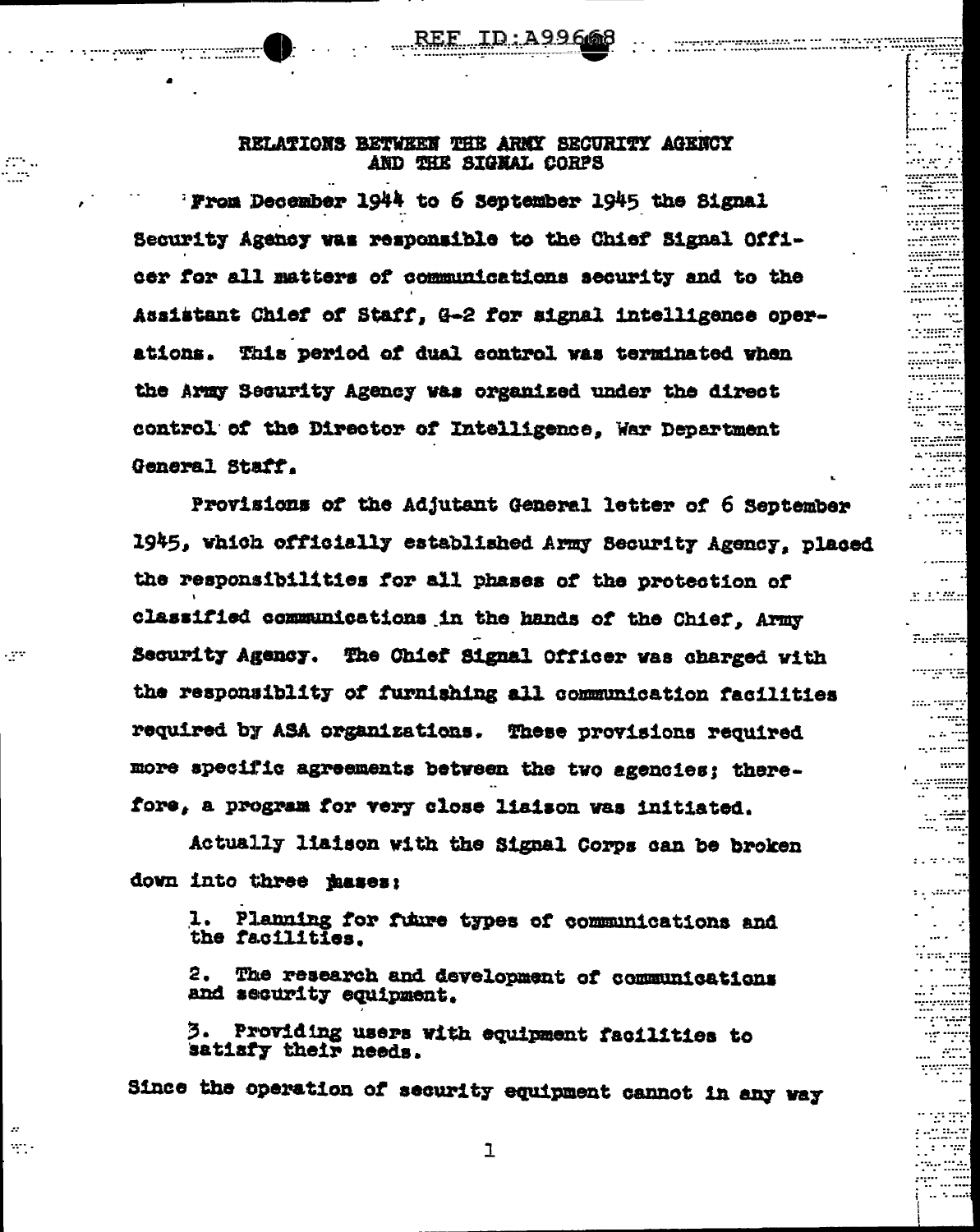# RELATIONS BETWEEN THE ARMY SECURITY AGENCY AND THE SIGNAL CORPS

From December 1944 to 6 September 1945 the Signal Security Agency was responsible to the Chief Signal Officer for all matters of communications security and to the Assistant Chief of Staff, G-2 for signal intelligence operations. This period of dual control was terminated when the Army Security Agency was organized under the direct control of the Director of Intelligence, War Department General Staff.

Provisions of the Adjutant General letter of 6 September 1945, which officially established Army Security Agency, placed the responsibilities for all phases of the protection of classified communications in the hands of the Chief, Army Security Agency. The Chief Signal Officer was charged with the responsiblity of furnishing all communication facilities required by ASA organizations. These provisions required more specific agreements between the two agencies; therefore, a program for very close liaison was initiated.

Actually liaison with the Signal Corps can be broken down into three phases:

1. Planning for future types of communications and the facilities.

2. The research and development of communications and security equipment.

3. Providing users with equipment facilities to satisfy their needs.

Since the operation of security equipment cannot in any way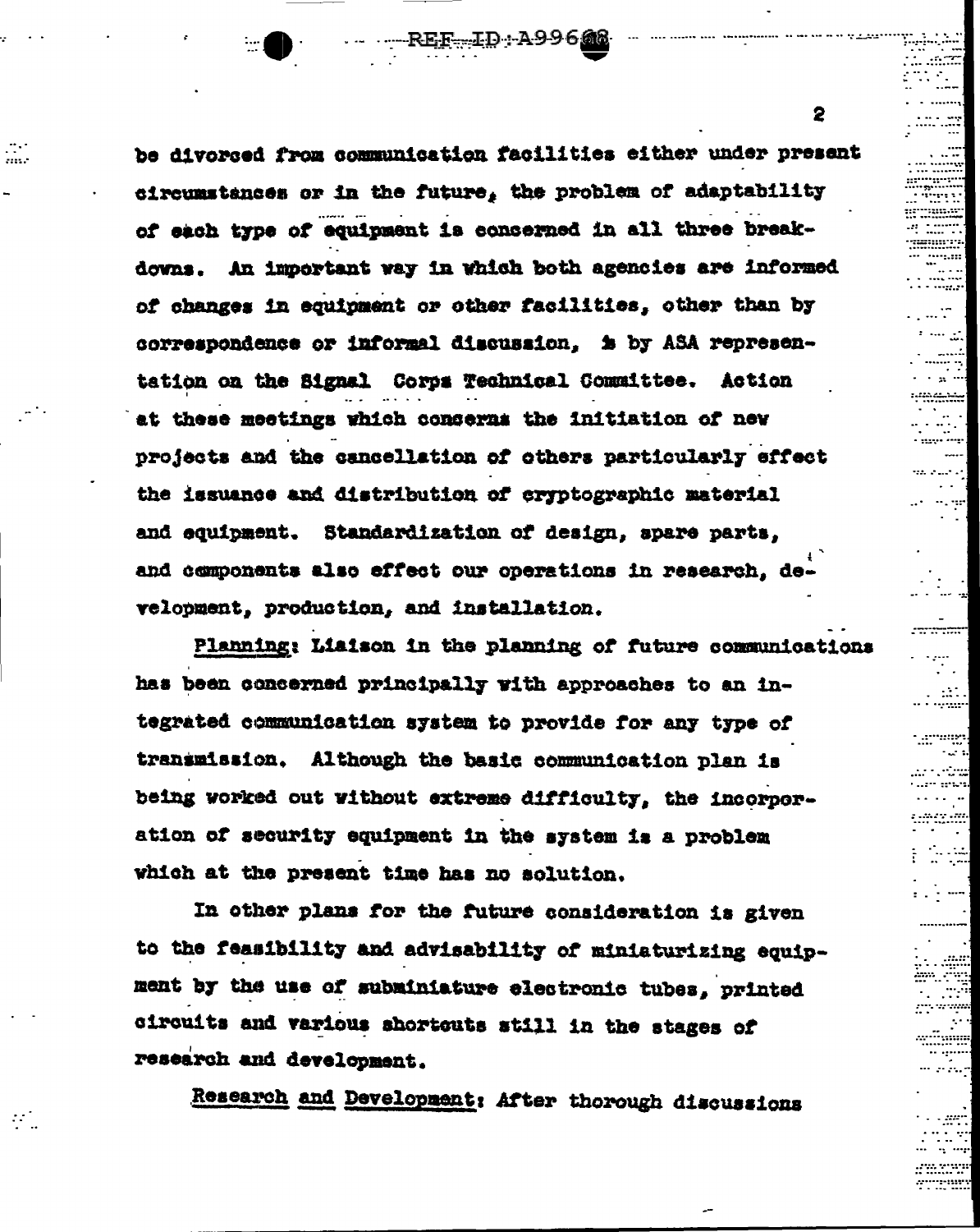be divorced from communication facilities either under present circumstances or in the future, the problem of adaptability of each type of equipment is concerned in all three breakdowns. An important way in which both agencies are informed of changes in equipment or other facilities, other than by correspondence or informal discussion, is by ASA representation on the Signal Corps Technical Committee. Action at these meetings which concerns the initiation of new projects and the cancellation of others particularly effect the issuance and distribution of cryptographic material and equipment. Standardization of design, spare parts, and components also effect our operations in research, development, production, and installation.

<u>Planning</u>: Liaison in the planning of future communications has been concerned principally with approaches to an integrated communication system to provide for any type of transmission. Although the basic communication plan is being worked out without extreme difficulty, the incorporation of security equipment in the system is a problem which at the present time has no solution.

In other plans for the future consideration is given to the feasibility and advisability of miniaturizing equipment by the use of subminiature electronic tubes, printed circuits and various shortcuts still in the stages of research and development.

<u>Research and Development</u>: After thorough discussions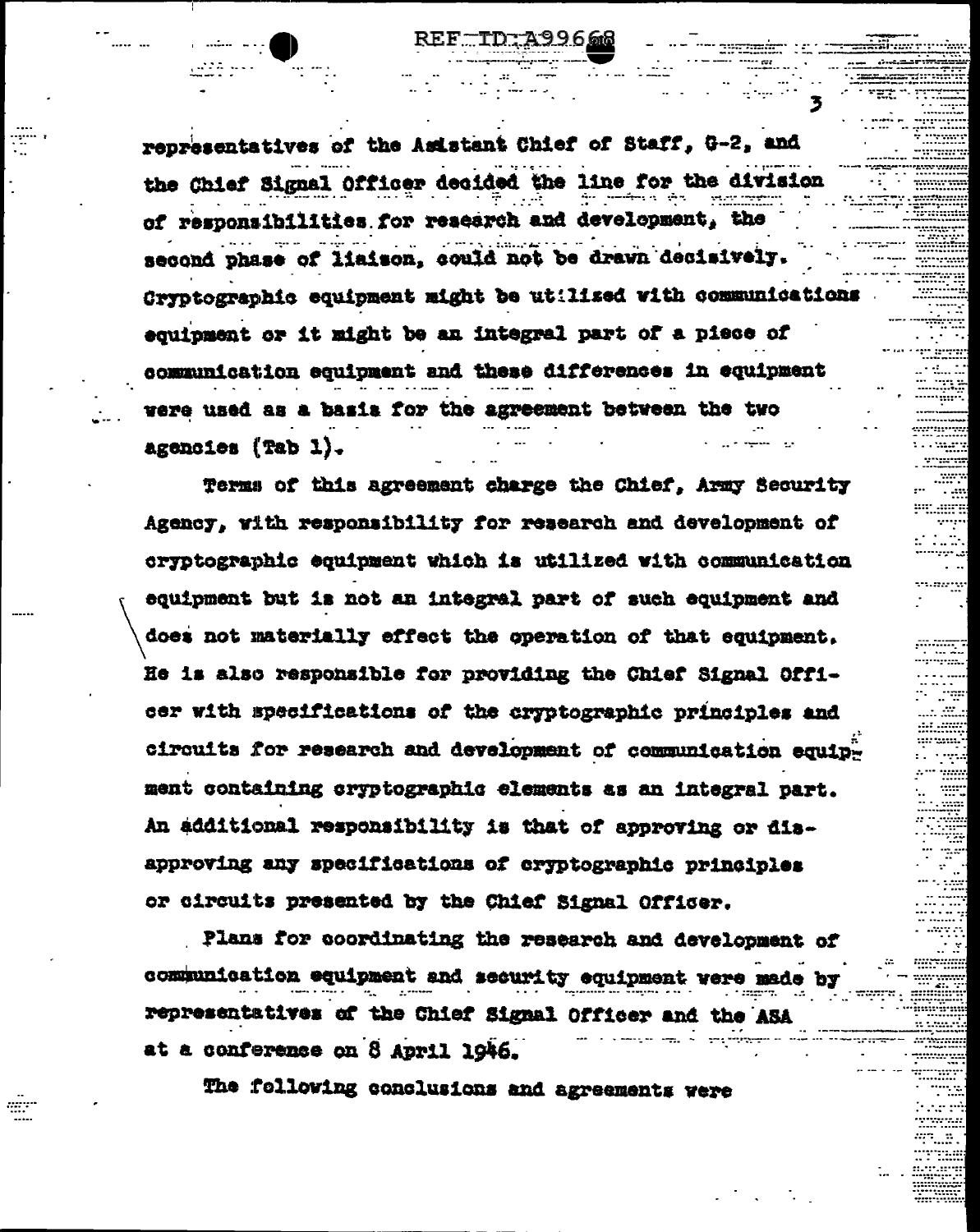representatives of the Asistant Chief of Staff, G-2, and the Chief Signal Officer decided the line for the division of responsibilities for research and development, the second phase of liaison, could not be drawn decisively. Cryptographic equipment might be utilized with communications equipment or it might be an integral part of a piece of communication equipment and these differences in equipment were used as a basis for the agreement between the two agencies (Tab 1).

Terms of this agreement charge the Chief, Army Security Agency, with responsibility for research and development of cryptographic equipment which is utilized with communication equipment but is not an integral part of such equipment and does not materially effect the operation of that equipment. He is also responsible for providing the Chief Signal Officer with specifications of the cryptographic principles and circuits for research and development of communication equipment containing cryptographic elements as an integral part. An additional responsibility is that of approving or disapproving any specifications of cryptographic principles or circuits presented by the Chief Signal Officer.

Plans for coordinating the research and development of communication equipment and security equipment were made by representatives of the Chief Signal Officer and the ASA at a conference on 8 April 1946.

The following conclusions and agreements were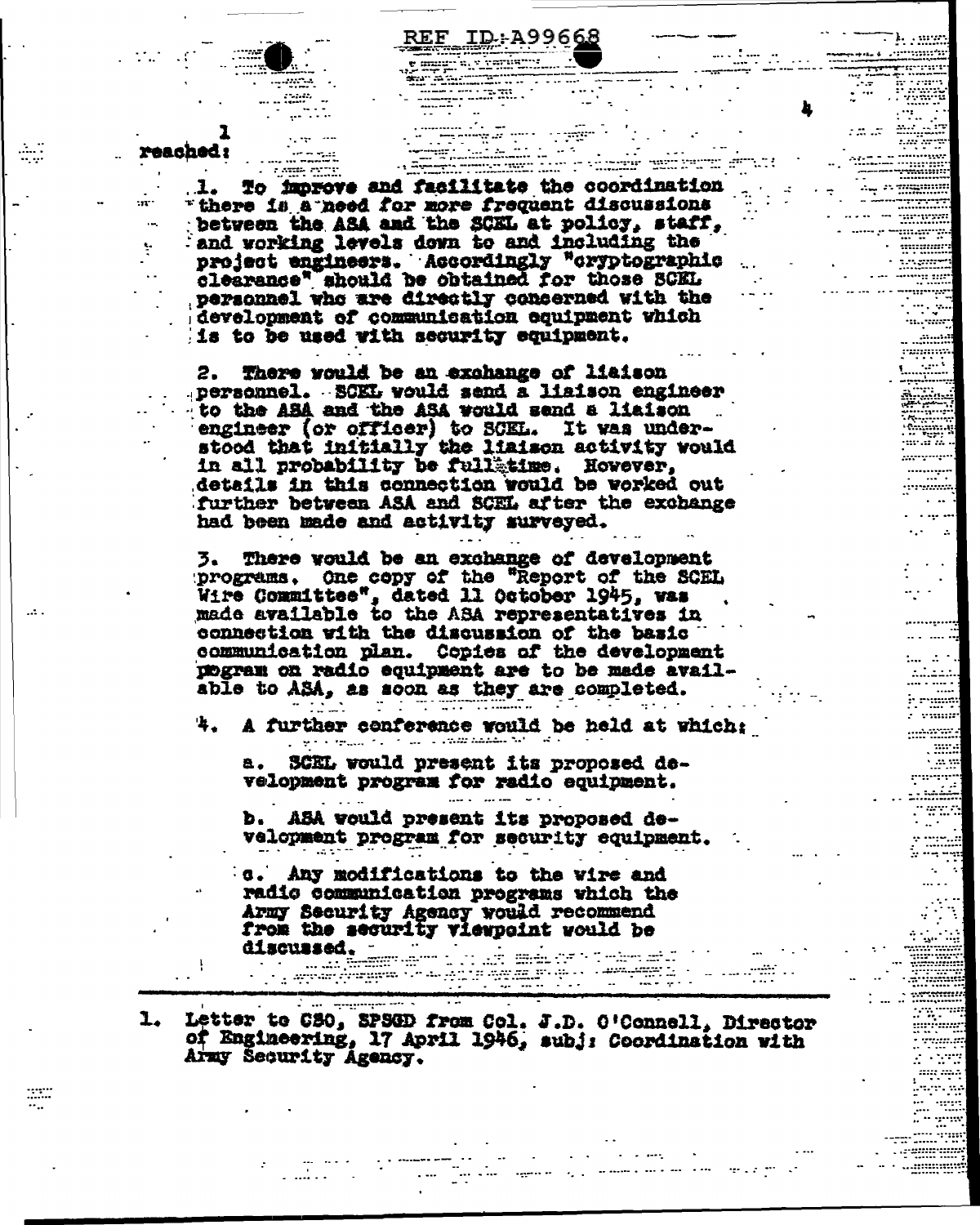REF ID:A99668

reached:[1]

1. To improve and facilitate the coordination there is a need for more frequent discussions between the ASA and the SCEL at policy, staff, and working levels down to and including the project engineers. Accordingly "cryptographic clearance" should be obtained for those SCEL personnel who are directly concerned with the development of communication equipment which is to be used with security equipment.

2. There would be an exchange of liaison personnel. SCEL would send a liaison engineer to the ASA and the ASA would send a liaison engineer (or officer) to SCEL. It was understood that initially the liaison activity would in all probability be full-time. However, details in this connection would be worked out further between ASA and SCEL after the exchange had been made and activity surveyed.

3. There would be an exchange of development programs. One copy of the "Report of the SCEL Wire Committee", dated 11 October 1945, was made available to the ASA representatives in connection with the discussion of the basic communication plan. Copies of the development program on radio equipment are to be made available to ASA, as soon as they are completed.

4. A further conference would be held at which:

   a. SCEL would present its proposed development program for radio equipment.

   b. ASA would present its proposed development program for security equipment.

   c. Any modifications to the wire and radio communication programs which the Army Security Agency would recommend from the security viewpoint would be discussed.

---

1. Letter to CSO, SPSGD from Col. J.D. O'Connell, Director of Engineering, 17 April 1946, subj: Coordination with Army Security Agency.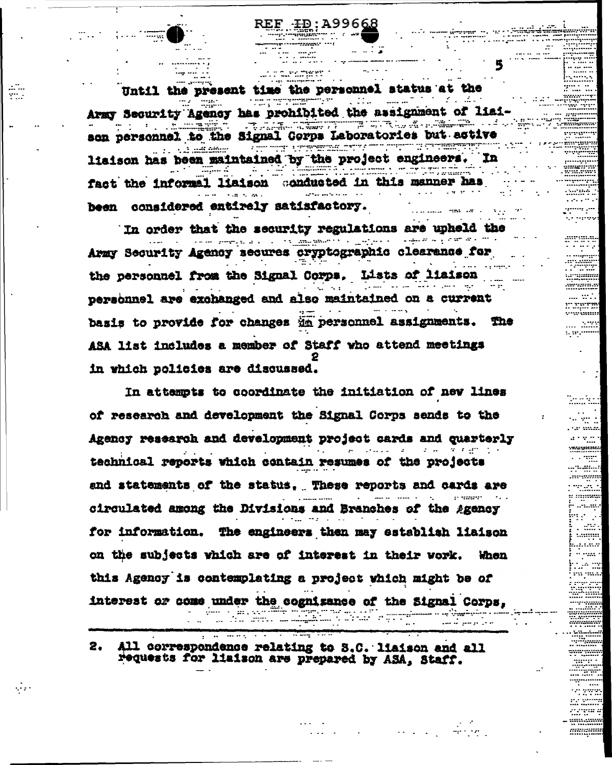Until the present time the personnel status at the Army Security Agency has prohibited the assignment of liaison personnel to the Signal Corps Laboratories but active liaison has been maintained by the project engineers. In fact the informal liaison conducted in this manner has been considered entirely satisfactory.

In order that the security regulations are upheld the Army Security Agency secures cryptographic clearance for the personnel from the Signal Corps. Lists of liaison personnel are exchanged and also maintained on a current basis to provide for changes in personnel assignments. The ASA list includes a member of Staff who attend meetings in which policies are discussed.[2]

In attempts to coordinate the initiation of new lines of research and development the Signal Corps sends to the Agency research and development project cards and quarterly technical reports which contain resumes of the projects and statements of the status. These reports and cards are circulated among the Divisions and Branches of the Agency for information. The engineers then may establish liaison on the subjects which are of interest in their work. When this Agency is contemplating a project which might be of interest or come under the cognizance of the Signal Corps,

---

2. All correspondence relating to S.C. liaison and all requests for liaison are prepared by ASA, Staff.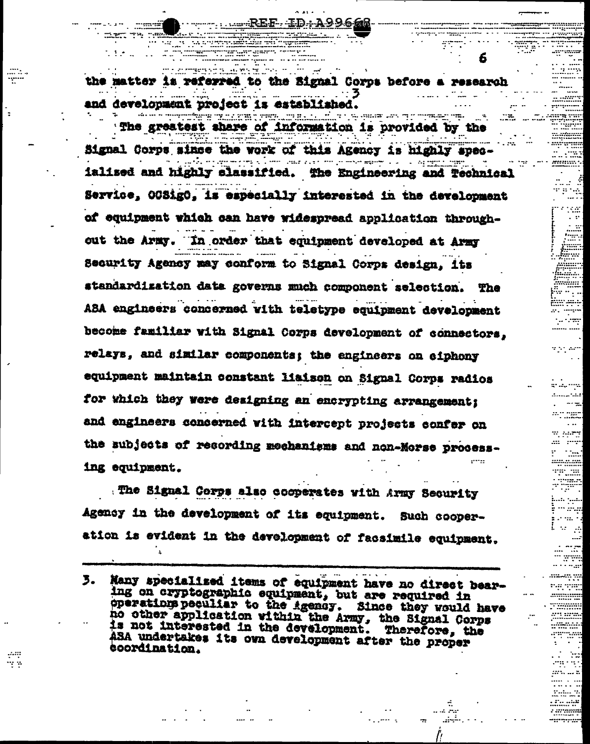the matter is referred to the Signal Corps before a research and development project is established.[3]

The greatest share of information is provided by the Signal Corps since the work of this Agency is highly specialized and highly classified. The Engineering and Technical Service, OCSigO, is especially interested in the development of equipment which can have widespread application throughout the Army. In order that equipment developed at Army Security Agency may conform to Signal Corps design, its standardization data governs much component selection. The ASA engineers concerned with teletype equipment development become familiar with Signal Corps development of connectors, relays, and similar components; the engineers on ciphony equipment maintain constant liaison on Signal Corps radios for which they were designing an encrypting arrangement; and engineers concerned with intercept projects confer on the subjects of recording mechanisms and non-Morse processing equipment.

The Signal Corps also cooperates with Army Security Agency in the development of its equipment. Such cooperation is evident in the development of facsimile equipment.

---

3. Many specialized items of equipment have no direct bearing on cryptographic equipment, but are required in operations peculiar to the Agency. Since they would have no other application within the Army, the Signal Corps is not interested in the development. Therefore, the ASA undertakes its own development after the proper coordination.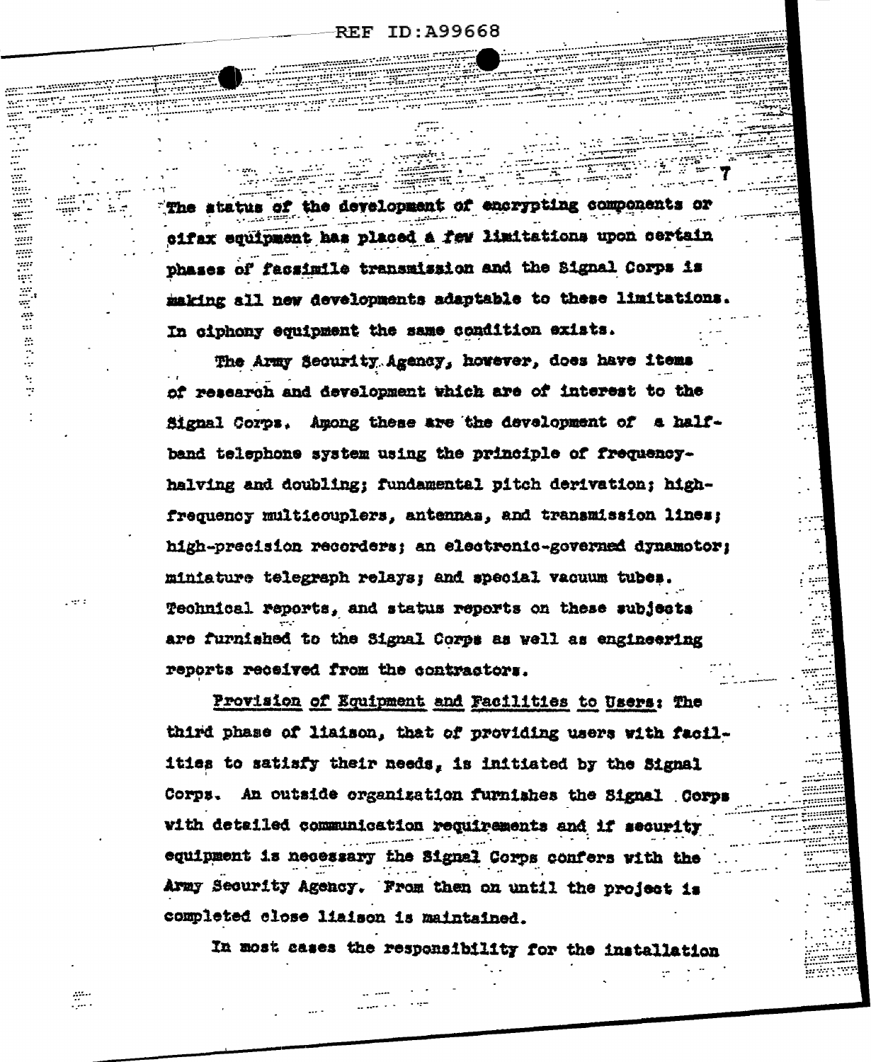The status of the development of encrypting components or cifax equipment has placed a few limitations upon certain phases of facsimile transmission and the Signal Corps is making all new developments adaptable to these limitations. In ciphony equipment the same condition exists.

The Army Security Agency, however, does have items of research and development which are of interest to the Signal Corps. Among these are the development of a half-band telephone system using the principle of frequency-halving and doubling; fundamental pitch derivation; high-frequency multicouplers, antennas, and transmission lines; high-precision recorders; an electronic-governed dynamotor; miniature telegraph relays; and special vacuum tubes. Technical reports, and status reports on these subjects are furnished to the Signal Corps as well as engineering reports received from the contractors.

Provision of Equipment and Facilities to Users: The third phase of liaison, that of providing users with facilities to satisfy their needs, is initiated by the Signal Corps. An outside organization furnishes the Signal Corps with detailed communication requirements and if security equipment is necessary the Signal Corps confers with the Army Security Agency. From then on until the project is completed close liaison is maintained.

In most cases the responsibility for the installation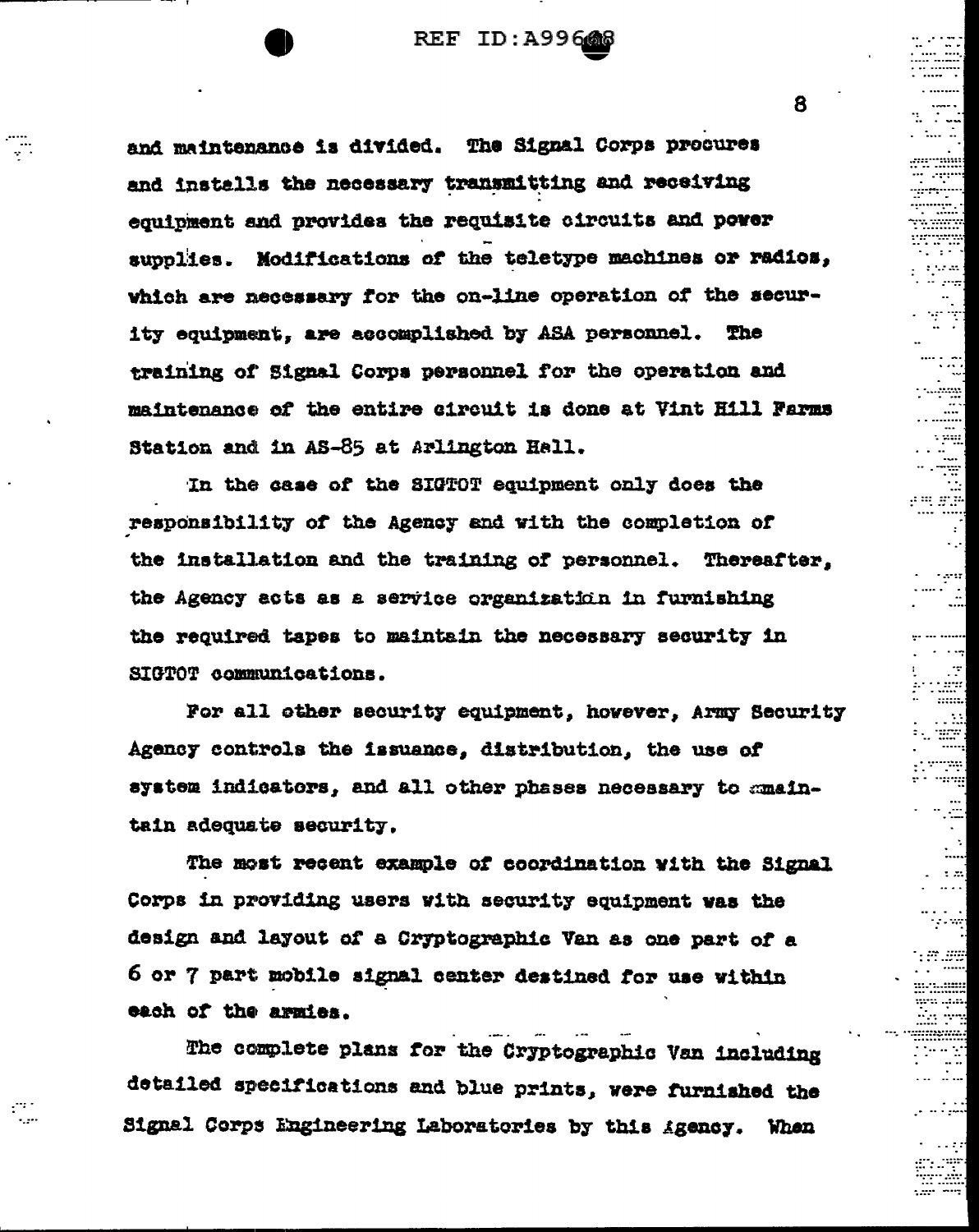and maintenance is divided. The Signal Corps procures and installs the necessary transmitting and receiving equipment and provides the requisite circuits and power supplies. Modifications of the teletype machines or radios, which are necessary for the on-line operation of the security equipment, are accomplished by ASA personnel. The training of Signal Corps personnel for the operation and maintenance of the entire circuit is done at Vint Hill Farms Station and in AS-85 at Arlington Hall.

In the case of the SIGTOT equipment only does the responsibility of the Agency end with the completion of the installation and the training of personnel. Thereafter, the Agency acts as a service organization in furnishing the required tapes to maintain the necessary security in SIGTOT communications.

For all other security equipment, however, Army Security Agency controls the issuance, distribution, the use of system indicators, and all other phases necessary to maintain adequate security.

The most recent example of coordination with the Signal Corps in providing users with security equipment was the design and layout of a Cryptographic Van as one part of a 6 or 7 part mobile signal center destined for use within each of the armies.

The complete plans for the Cryptographic Van including detailed specifications and blue prints, were furnished the Signal Corps Engineering Laboratories by this Agency. When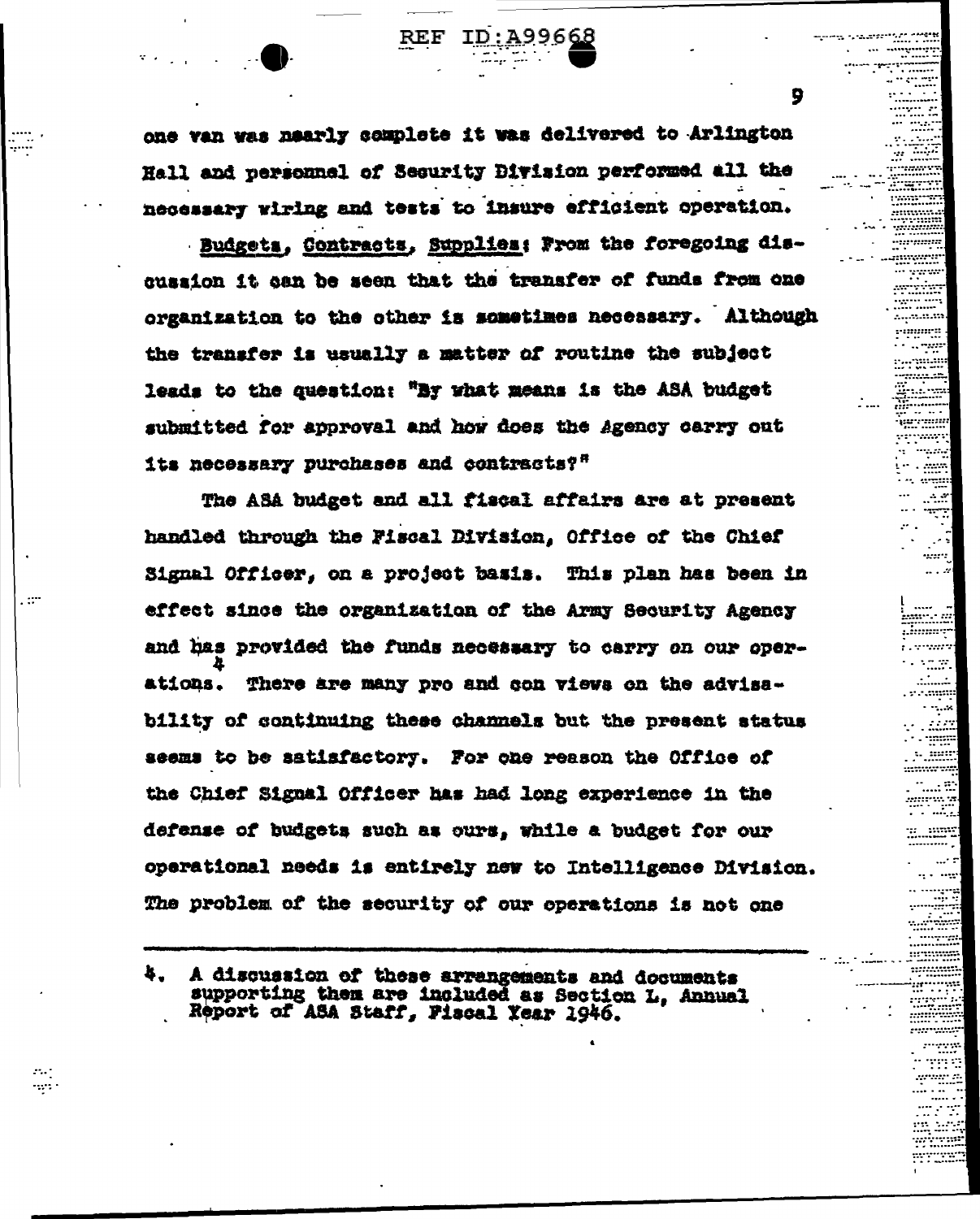one van was nearly complete it was delivered to Arlington Hall and personnel of Security Division performed all the necessary wiring and tests to insure efficient operation.

Budgets, Contracts, Supplies: From the foregoing discussion it can be seen that the transfer of funds from one organization to the other is sometimes necessary. Although the transfer is usually a matter of routine the subject leads to the question: "By what means is the ASA budget submitted for approval and how does the Agency carry out its necessary purchases and contracts?"

The ASA budget and all fiscal affairs are at present handled through the Fiscal Division, Office of the Chief Signal Officer, on a project basis. This plan has been in effect since the organization of the Army Security Agency and has provided the funds necessary to carry on our operations.[4] There are many pro and con views on the advisability of continuing these channels but the present status seems to be satisfactory. For one reason the Office of the Chief Signal Officer has had long experience in the defense of budgets such as ours, while a budget for our operational needs is entirely new to Intelligence Division. The problem of the security of our operations is not one

---

4. A discussion of these arrangements and documents supporting them are included as Section L, Annual Report of ASA Staff, Fiscal Year 1946.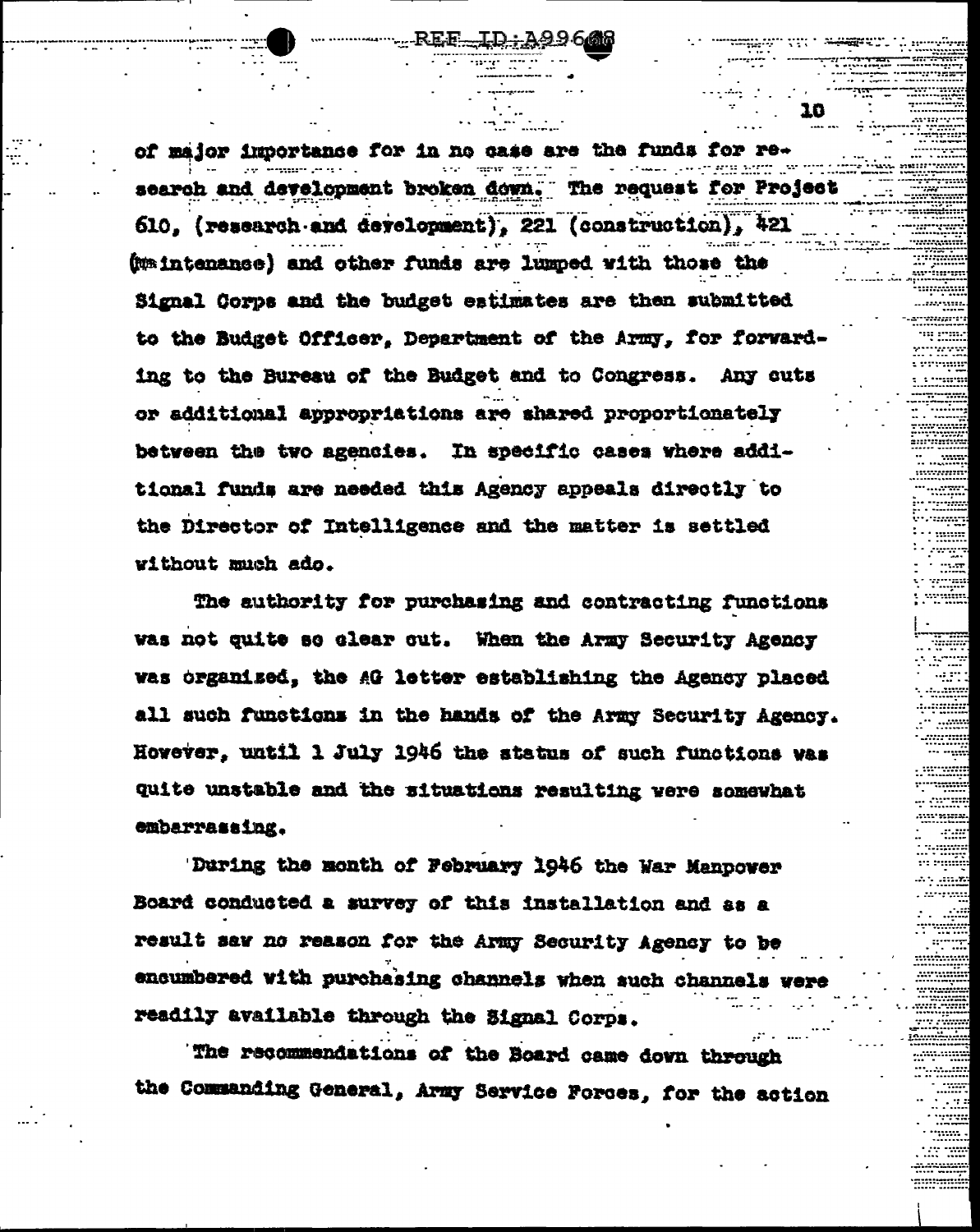of major importance for in no case are the funds for research and development broken down. The request for Project 610, (research and development), 221 (construction), 421 (maintenance) and other funds are lumped with those the Signal Corps and the budget estimates are then submitted to the Budget Officer, Department of the Army, for forwarding to the Bureau of the Budget and to Congress. Any cuts or additional appropriations are shared proportionately between the two agencies. In specific cases where additional funds are needed this Agency appeals directly to the Director of Intelligence and the matter is settled without much ado.

The authority for purchasing and contracting functions was not quite so clear cut. When the Army Security Agency was organized, the AG letter establishing the Agency placed all such functions in the hands of the Army Security Agency. However, until 1 July 1946 the status of such functions was quite unstable and the situations resulting were somewhat embarrassing.

During the month of February 1946 the War Manpower Board conducted a survey of this installation and as a result saw no reason for the Army Security Agency to be encumbered with purchasing channels when such channels were readily available through the Signal Corps.

The recommendations of the Board came down through the Commanding General, Army Service Forces, for the action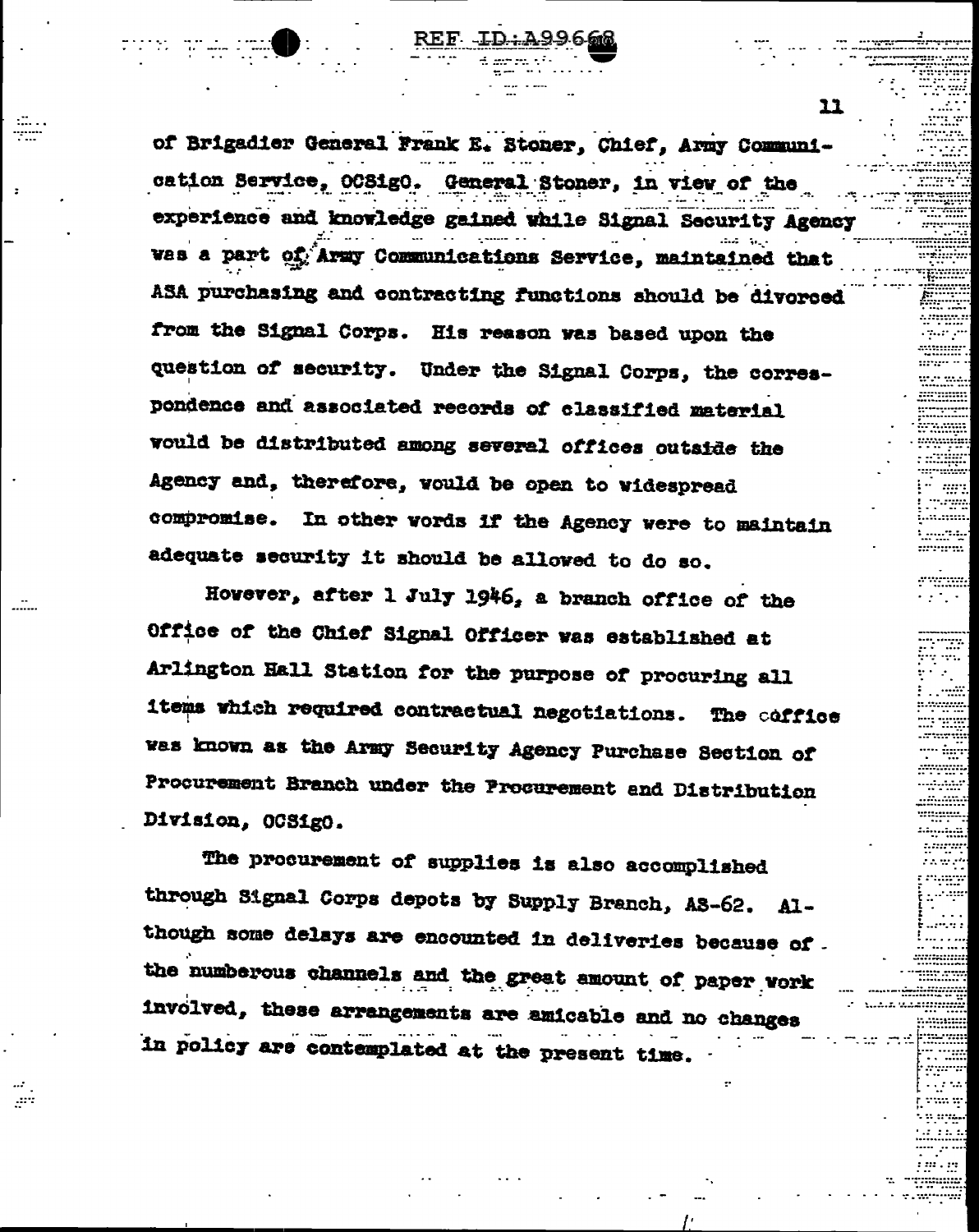of Brigadier General Frank E. Stoner, Chief, Army Communication Service, OCSigO. General Stoner, in view of the experience and knowledge gained while Signal Security Agency was a part of Army Communications Service, maintained that ASA purchasing and contracting functions should be divorced from the Signal Corps. His reason was based upon the question of security. Under the Signal Corps, the correspondence and associated records of classified material would be distributed among several offices outside the Agency and, therefore, would be open to widespread compromise. In other words if the Agency were to maintain adequate security it should be allowed to do so.

However, after 1 July 1946, a branch office of the Office of the Chief Signal Officer was established at Arlington Hall Station for the purpose of procuring all items which required contractual negotiations. The coffice was known as the Army Security Agency Purchase Section of Procurement Branch under the Procurement and Distribution Division, OCSigO.

The procurement of supplies is also accomplished through Signal Corps depots by Supply Branch, AS-62. Although some delays are encounted in deliveries because of the numberous channels and the great amount of paper work involved, these arrangements are amicable and no changes in policy are contemplated at the present time.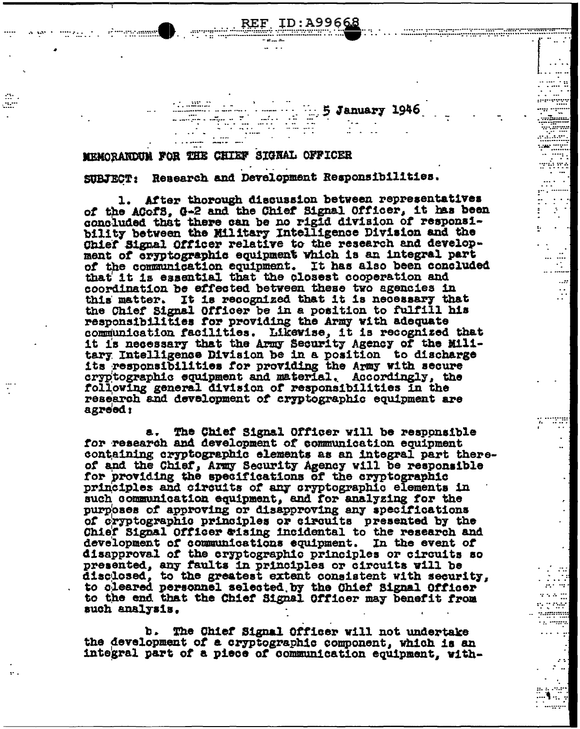5 January 1946

MEMORANDUM FOR THE CHIEF SIGNAL OFFICER

SUBJECT: Research and Development Responsibilities.

1. After thorough discussion between representatives of the ACofS, G-2 and the Chief Signal Officer, it has been concluded that there can be no rigid division of responsibility between the Military Intelligence Division and the Chief Signal Officer relative to the research and development of cryptographic equipment which is an integral part of the communication equipment. It has also been concluded that it is essential that the closest cooperation and coordination be effected between these two agencies in this matter. It is recognized that it is necessary that the Chief Signal Officer be in a position to fulfill his responsibilities for providing the Army with adequate communication facilities. Likewise, it is recognized that it is necessary that the Army Security Agency of the Military Intelligence Division be in a position to discharge its responsibilities for providing the Army with secure cryptographic equipment and material. Accordingly, the following general division of responsibilities in the research and development of cryptographic equipment are agreed:

a. The Chief Signal Officer will be responsible for research and development of communication equipment containing cryptographic elements as an integral part thereof and the Chief, Army Security Agency will be responsible for providing the specifications of the cryptographic principles and circuits of any cryptographic elements in such communication equipment, and for analyzing for the purposes of approving or disapproving any specifications of cryptographic principles or circuits presented by the Chief Signal Officer arising incidental to the research and development of communications equipment. In the event of disapproval of the cryptographic principles or circuits so presented, any faults in principles or circuits will be disclosed, to the greatest extent consistent with security, to cleared personnel selected by the Chief Signal Officer to the end that the Chief Signal Officer may benefit from such analysis.

b. The Chief Signal Officer will not undertake the development of a cryptographic component, which is an integral part of a piece of communication equipment, with-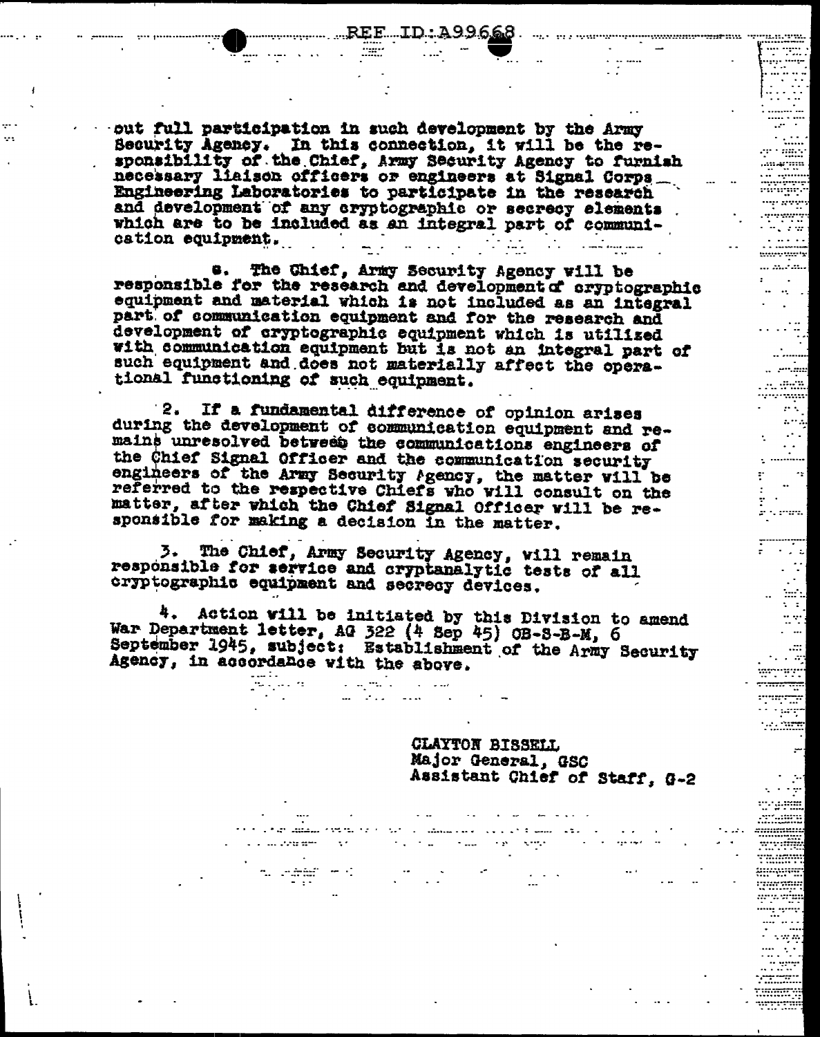out full participation in such development by the Army Security Agency. In this connection, it will be the responsibility of the Chief, Army Security Agency to furnish necessary liaison officers or engineers at Signal Corps Engineering Laboratories to participate in the research and development of any cryptographic or secrecy elements which are to be included as an integral part of communication equipment.

e. The Chief, Army Security Agency will be responsible for the research and development of cryptographic equipment and material which is not included as an integral part of communication equipment and for the research and development of cryptographic equipment which is utilized with communication equipment but is not an integral part of such equipment and does not materially affect the operational functioning of such equipment.

2. If a fundamental difference of opinion arises during the development of communication equipment and remains unresolved between the communications engineers of the Chief Signal Officer and the communication security engineers of the Army Security Agency, the matter will be referred to the respective Chiefs who will consult on the matter, after which the Chief Signal Officer will be responsible for making a decision in the matter.

3. The Chief, Army Security Agency, will remain responsible for service and cryptanalytic tests of all cryptographic equipment and secrecy devices.

4. Action will be initiated by this Division to amend War Department letter, AG 322 (4 Sep 45) OB-S-B-M, 6 September 1945, subject: Establishment of the Army Security Agency, in accordance with the above.

CLAYTON BISSELL
Major General, GSC
Assistant Chief of Staff, G-2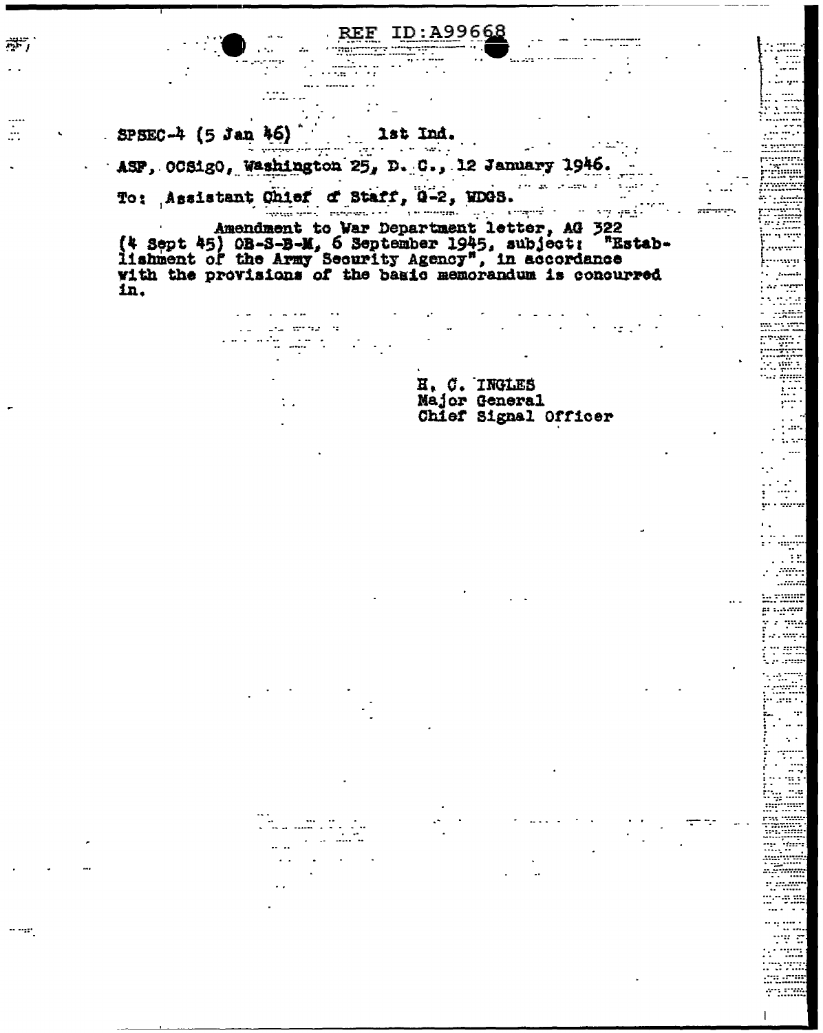REF ID:A99668

SPSEC-4 (5 Jan 46) 1st Ind.

ASF, OCSigO, Washington 25, D. C., 12 January 1946.

To: Assistant Chief of Staff, G-2, WDGS.

Amendment to War Department letter, AG 322 (4 Sept 45) OB-S-B-M, 6 September 1945, subject: "Establishment of the Army Security Agency", in accordance with the provisions of the basic memorandum is concurred in.

H. C. INGLES
Major General
Chief Signal Officer